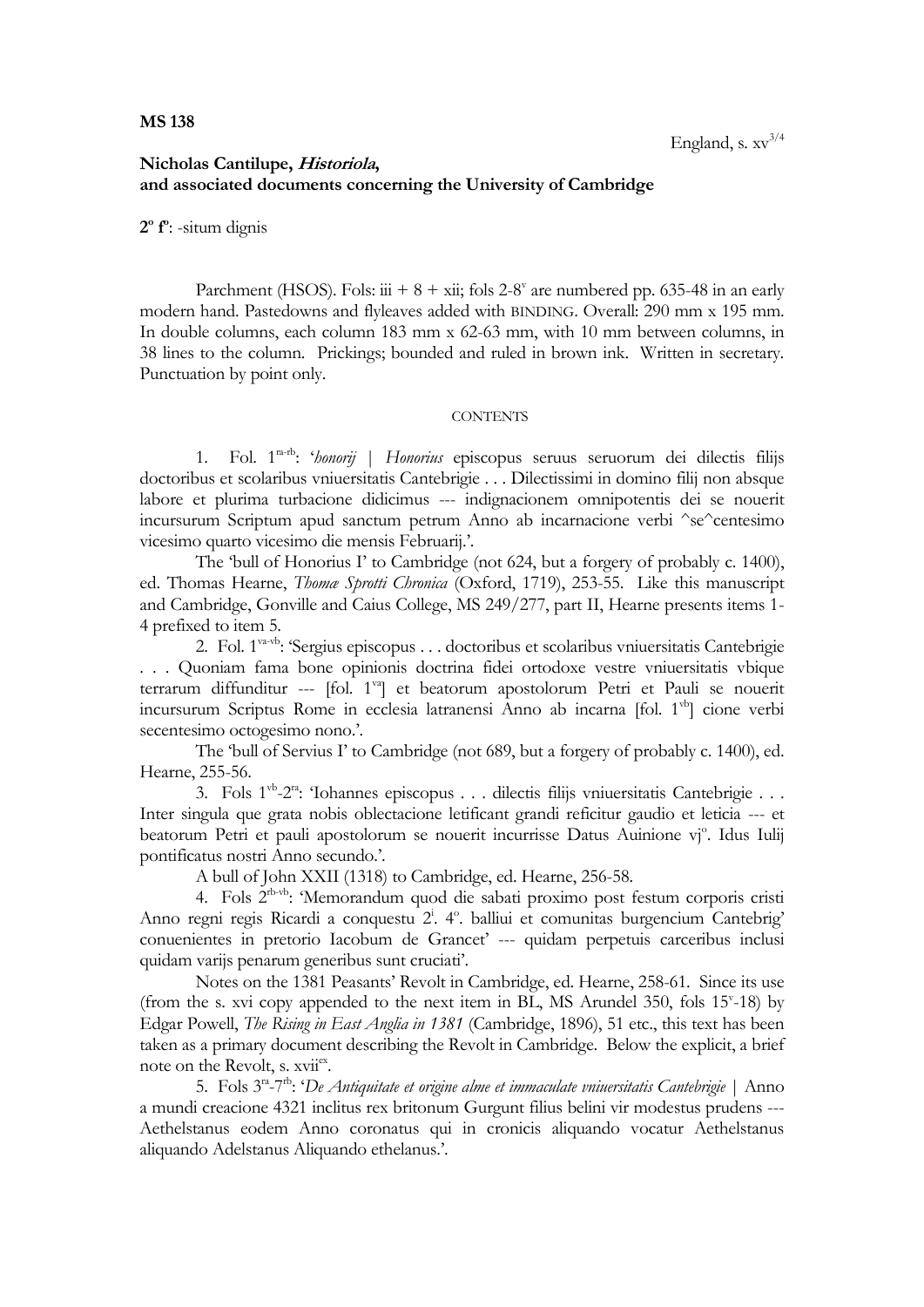**MS 138**

England, s. $xv^{3/4}$

**Nicholas Cantilupe, *Historiola*, and associated documents concerning the University of Cambridge**

**2º fº**: -situm dignis

Parchment (HSOS). Fols: iii + 8 + xii; fols 2-8ᵛ are numbered pp. 635-48 in an early modern hand. Pastedowns and flyleaves added with BINDING. Overall: 290 mm x 195 mm. In double columns, each column 183 mm x 62-63 mm, with 10 mm between columns, in 38 lines to the column. Prickings; bounded and ruled in brown ink. Written in secretary. Punctuation by point only.

CONTENTS

1. Fol. $1^{ra-rb}$: '*honorij* | *Honorius* episcopus seruus seruorum dei dilectis filijs doctoribus et scolaribus vniuersitatis Cantebrigie . . . Dilectissimi in domino filij non absque labore et plurima turbacione didicimus --- indignacionem omnipotentis dei se nouerit incursurum Scriptum apud sanctum petrum Anno ab incarnacione verbi ^se^centesimo vicesimo quarto vicesimo die mensis Februarij.'.

The 'bull of Honorius I' to Cambridge (not 624, but a forgery of probably c. 1400), ed. Thomas Hearne, *Thomæ Sprotti Chronica* (Oxford, 1719), 253-55. Like this manuscript and Cambridge, Gonville and Caius College, MS 249/277, part II, Hearne presents items 1-4 prefixed to item 5.

2. Fol. $1^{va-vb}$: 'Sergius episcopus . . . doctoribus et scolaribus vniuersitatis Cantebrigie . . . Quoniam fama bone opinionis doctrina fidei ortodoxe vestre vniuersitatis vbique terrarum diffunditur --- [fol. $1^{va}$] et beatorum apostolorum Petri et Pauli se nouerit incursurum Scriptus Rome in ecclesia latranensi Anno ab incarna [fol. $1^{vb}$] cione verbi secentesimo octogesimo nono.'.

The 'bull of Servius I' to Cambridge (not 689, but a forgery of probably c. 1400), ed. Hearne, 255-56.

3. Fols $1^{vb}$-$2^{ra}$: 'Iohannes episcopus . . . dilectis filijs vniuersitatis Cantebrigie . . . Inter singula que grata nobis oblectacione letificant grandi reficitur gaudio et leticia --- et beatorum Petri et pauli apostolorum se nouerit incurrisse Datus Auinione vjº. Idus Iulij pontificatus nostri Anno secundo.'.

A bull of John XXII (1318) to Cambridge, ed. Hearne, 256-58.

4. Fols $2^{rb-vb}$: 'Memorandum quod die sabati proximo post festum corporis cristi Anno regni regis Ricardi a conquestu 2ⁱ. 4º. balliui et comunitas burgencium Cantebrig' conuenientes in pretorio Iacobum de Grancet' --- quidam perpetuis carceribus inclusi quidam varijs penarum generibus sunt cruciati'.

Notes on the 1381 Peasants' Revolt in Cambridge, ed. Hearne, 258-61. Since its use (from the s. xvi copy appended to the next item in BL, MS Arundel 350, fols 15ᵛ-18) by Edgar Powell, *The Rising in East Anglia in 1381* (Cambridge, 1896), 51 etc., this text has been taken as a primary document describing the Revolt in Cambridge. Below the explicit, a brief note on the Revolt, s. $xvii^{ex}$.

5. Fols $3^{ra}$-$7^{rb}$: '*De Antiquitate et origine alme et immaculate vniuersitatis Cantebrigie* | Anno a mundi creacione 4321 inclitus rex britonum Gurgunt filius belini vir modestus prudens --- Aethelstanus eodem Anno coronatus qui in cronicis aliquando vocatur Aethelstanus aliquando Adelstanus Aliquando ethelanus.'.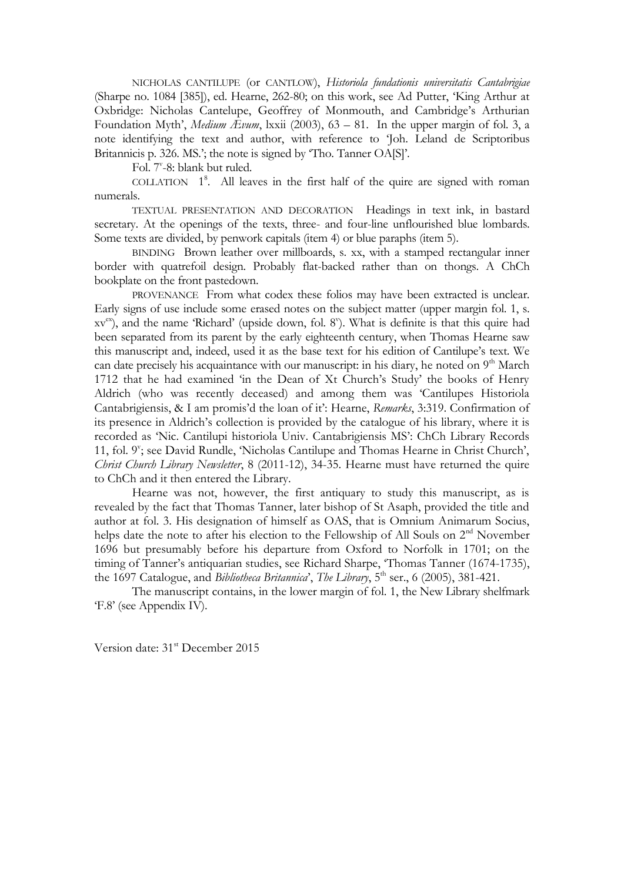NICHOLAS CANTILUPE (or CANTLOW), *Historiola fundationis universitatis Cantabrigiae* (Sharpe no. 1084 [385]), ed. Hearne, 262-80; on this work, see Ad Putter, 'King Arthur at Oxbridge: Nicholas Cantelupe, Geoffrey of Monmouth, and Cambridge's Arthurian Foundation Myth', *Medium Ævum*, lxxii (2003), 63 – 81. In the upper margin of fol. 3, a note identifying the text and author, with reference to 'Joh. Leland de Scriptoribus Britannicis p. 326. MS.'; the note is signed by 'Tho. Tanner OA[S]'.

Fol. 7v-8: blank but ruled.

COLLATION $1^8$. All leaves in the first half of the quire are signed with roman numerals.

TEXTUAL PRESENTATION AND DECORATION Headings in text ink, in bastard secretary. At the openings of the texts, three- and four-line unflourished blue lombards. Some texts are divided, by penwork capitals (item 4) or blue paraphs (item 5).

BINDING Brown leather over millboards, s. xx, with a stamped rectangular inner border with quatrefoil design. Probably flat-backed rather than on thongs. A ChCh bookplate on the front pastedown.

PROVENANCE From what codex these folios may have been extracted is unclear. Early signs of use include some erased notes on the subject matter (upper margin fol. 1, s. xvex), and the name 'Richard' (upside down, fol. 8v). What is definite is that this quire had been separated from its parent by the early eighteenth century, when Thomas Hearne saw this manuscript and, indeed, used it as the base text for his edition of Cantilupe's text. We can date precisely his acquaintance with our manuscript: in his diary, he noted on 9th March 1712 that he had examined 'in the Dean of Xt Church's Study' the books of Henry Aldrich (who was recently deceased) and among them was 'Cantilupes Historiola Cantabrigiensis, & I am promis'd the loan of it': Hearne, *Remarks*, 3:319. Confirmation of its presence in Aldrich's collection is provided by the catalogue of his library, where it is recorded as 'Nic. Cantilupi historiola Univ. Cantabrigiensis MS': ChCh Library Records 11, fol. 9v; see David Rundle, 'Nicholas Cantilupe and Thomas Hearne in Christ Church', *Christ Church Library Newsletter*, 8 (2011-12), 34-35. Hearne must have returned the quire to ChCh and it then entered the Library.

Hearne was not, however, the first antiquary to study this manuscript, as is revealed by the fact that Thomas Tanner, later bishop of St Asaph, provided the title and author at fol. 3. His designation of himself as OAS, that is Omnium Animarum Socius, helps date the note to after his election to the Fellowship of All Souls on 2nd November 1696 but presumably before his departure from Oxford to Norfolk in 1701; on the timing of Tanner's antiquarian studies, see Richard Sharpe, 'Thomas Tanner (1674-1735), the 1697 Catalogue, and *Bibliotheca Britannica*', *The Library*, 5th ser., 6 (2005), 381-421.

The manuscript contains, in the lower margin of fol. 1, the New Library shelfmark 'F.8' (see Appendix IV).

Version date: 31st December 2015